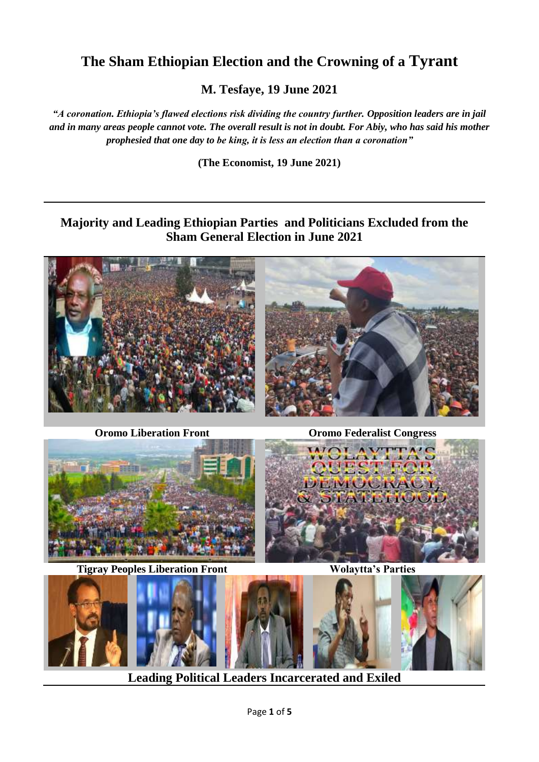# The Sham Ethiopian Election and the Crowning of a Tyrant

**M. Tesfaye, 19 June 2021**

***"A coronation. Ethiopia's flawed elections risk dividing the country further. Opposition leaders are in jail and in many areas people cannot vote. The overall result is not in doubt. For Abiy, who has said his mother prophesied that one day to be king, it is less an election than a coronation"***

**(The Economist, 19 June 2021)**

---

## Majority and Leading Ethiopian Parties and Politicians Excluded from the Sham General Election in June 2021

**Oromo Liberation Front**

**Oromo Federalist Congress**

**Tigray Peoples Liberation Front**

**Wolaytta's Parties**

**Leading Political Leaders Incarcerated and Exiled**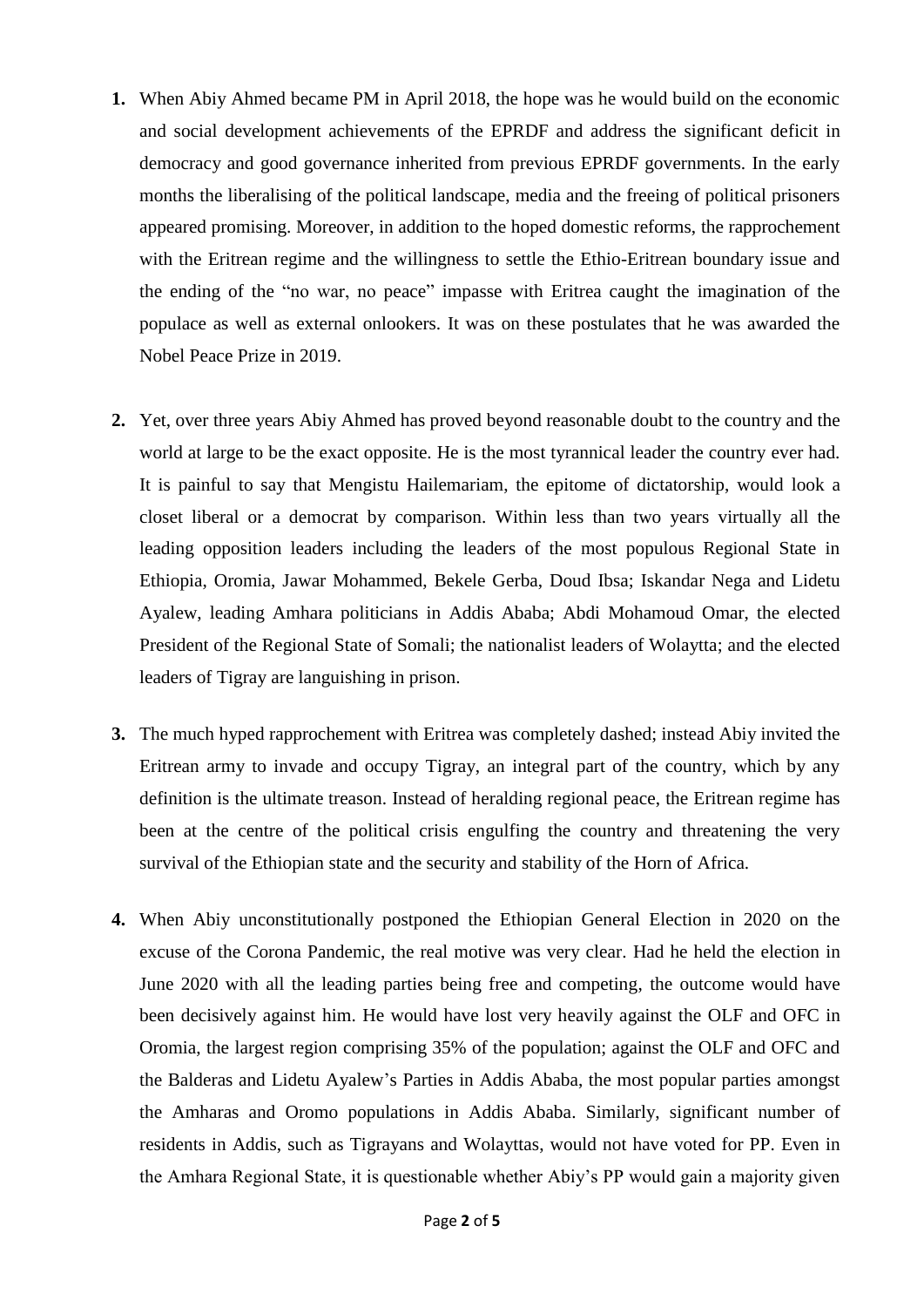1. When Abiy Ahmed became PM in April 2018, the hope was he would build on the economic and social development achievements of the EPRDF and address the significant deficit in democracy and good governance inherited from previous EPRDF governments. In the early months the liberalising of the political landscape, media and the freeing of political prisoners appeared promising. Moreover, in addition to the hoped domestic reforms, the rapprochement with the Eritrean regime and the willingness to settle the Ethio-Eritrean boundary issue and the ending of the "no war, no peace" impasse with Eritrea caught the imagination of the populace as well as external onlookers. It was on these postulates that he was awarded the Nobel Peace Prize in 2019.

2. Yet, over three years Abiy Ahmed has proved beyond reasonable doubt to the country and the world at large to be the exact opposite. He is the most tyrannical leader the country ever had. It is painful to say that Mengistu Hailemariam, the epitome of dictatorship, would look a closet liberal or a democrat by comparison. Within less than two years virtually all the leading opposition leaders including the leaders of the most populous Regional State in Ethiopia, Oromia, Jawar Mohammed, Bekele Gerba, Doud Ibsa; Iskandar Nega and Lidetu Ayalew, leading Amhara politicians in Addis Ababa; Abdi Mohamoud Omar, the elected President of the Regional State of Somali; the nationalist leaders of Wolaytta; and the elected leaders of Tigray are languishing in prison.

3. The much hyped rapprochement with Eritrea was completely dashed; instead Abiy invited the Eritrean army to invade and occupy Tigray, an integral part of the country, which by any definition is the ultimate treason. Instead of heralding regional peace, the Eritrean regime has been at the centre of the political crisis engulfing the country and threatening the very survival of the Ethiopian state and the security and stability of the Horn of Africa.

4. When Abiy unconstitutionally postponed the Ethiopian General Election in 2020 on the excuse of the Corona Pandemic, the real motive was very clear. Had he held the election in June 2020 with all the leading parties being free and competing, the outcome would have been decisively against him. He would have lost very heavily against the OLF and OFC in Oromia, the largest region comprising 35% of the population; against the OLF and OFC and the Balderas and Lidetu Ayalew's Parties in Addis Ababa, the most popular parties amongst the Amharas and Oromo populations in Addis Ababa. Similarly, significant number of residents in Addis, such as Tigrayans and Wolayttas, would not have voted for PP. Even in the Amhara Regional State, it is questionable whether Abiy's PP would gain a majority given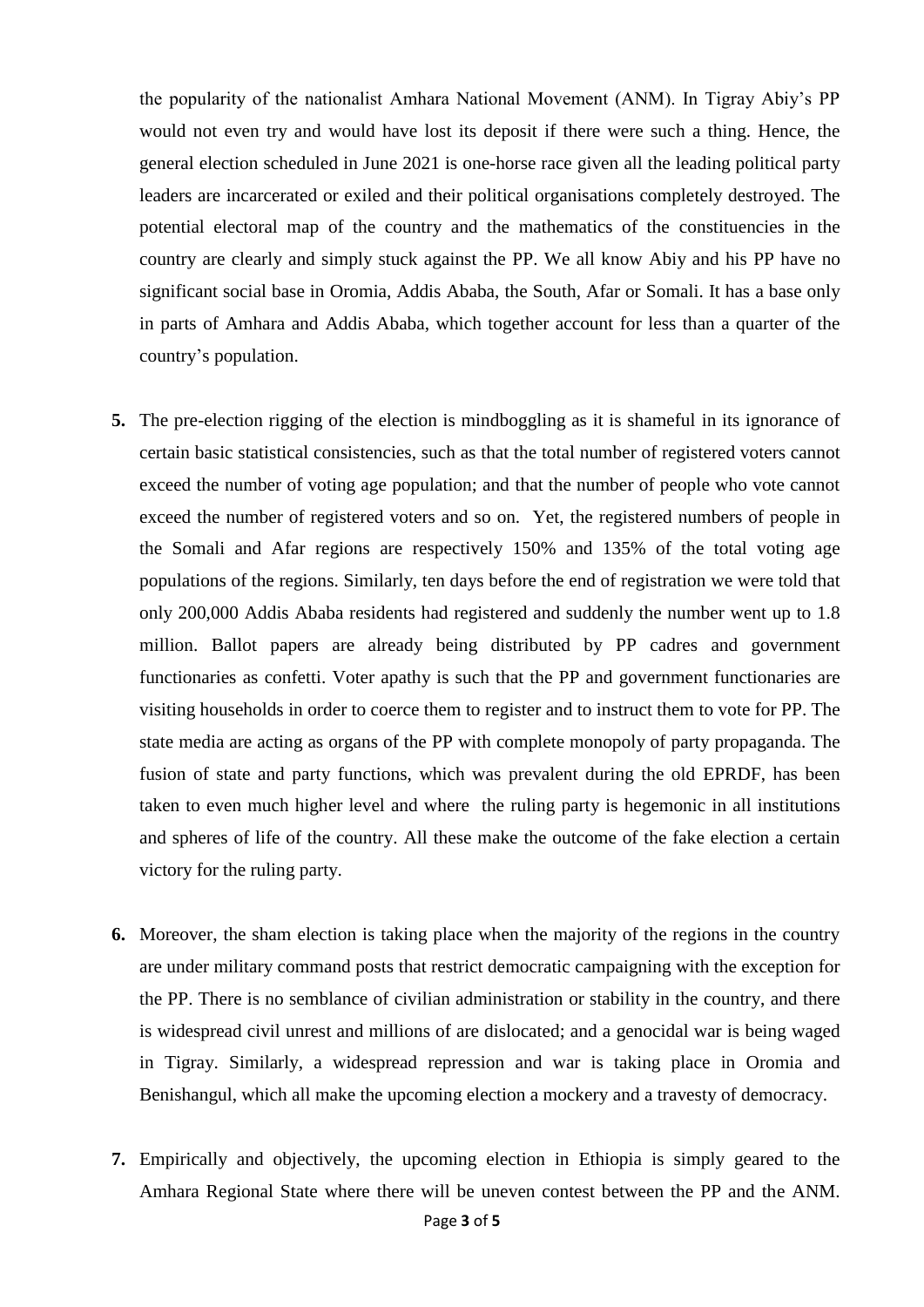the popularity of the nationalist Amhara National Movement (ANM). In Tigray Abiy's PP would not even try and would have lost its deposit if there were such a thing. Hence, the general election scheduled in June 2021 is one-horse race given all the leading political party leaders are incarcerated or exiled and their political organisations completely destroyed. The potential electoral map of the country and the mathematics of the constituencies in the country are clearly and simply stuck against the PP. We all know Abiy and his PP have no significant social base in Oromia, Addis Ababa, the South, Afar or Somali. It has a base only in parts of Amhara and Addis Ababa, which together account for less than a quarter of the country's population.

5. The pre-election rigging of the election is mindboggling as it is shameful in its ignorance of certain basic statistical consistencies, such as that the total number of registered voters cannot exceed the number of voting age population; and that the number of people who vote cannot exceed the number of registered voters and so on. Yet, the registered numbers of people in the Somali and Afar regions are respectively 150% and 135% of the total voting age populations of the regions. Similarly, ten days before the end of registration we were told that only 200,000 Addis Ababa residents had registered and suddenly the number went up to 1.8 million. Ballot papers are already being distributed by PP cadres and government functionaries as confetti. Voter apathy is such that the PP and government functionaries are visiting households in order to coerce them to register and to instruct them to vote for PP. The state media are acting as organs of the PP with complete monopoly of party propaganda. The fusion of state and party functions, which was prevalent during the old EPRDF, has been taken to even much higher level and where the ruling party is hegemonic in all institutions and spheres of life of the country. All these make the outcome of the fake election a certain victory for the ruling party.

6. Moreover, the sham election is taking place when the majority of the regions in the country are under military command posts that restrict democratic campaigning with the exception for the PP. There is no semblance of civilian administration or stability in the country, and there is widespread civil unrest and millions of are dislocated; and a genocidal war is being waged in Tigray. Similarly, a widespread repression and war is taking place in Oromia and Benishangul, which all make the upcoming election a mockery and a travesty of democracy.

7. Empirically and objectively, the upcoming election in Ethiopia is simply geared to the Amhara Regional State where there will be uneven contest between the PP and the ANM.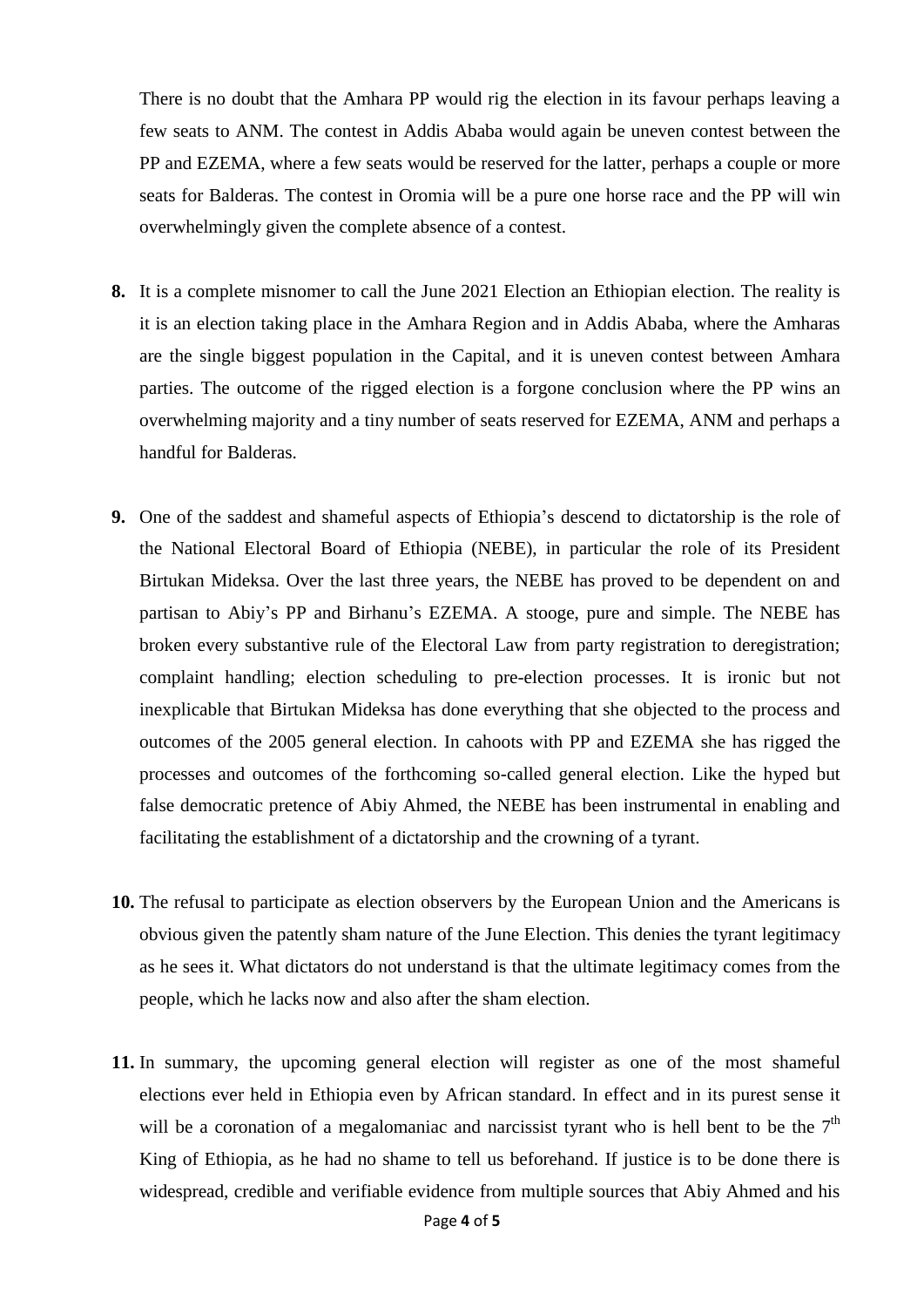There is no doubt that the Amhara PP would rig the election in its favour perhaps leaving a few seats to ANM. The contest in Addis Ababa would again be uneven contest between the PP and EZEMA, where a few seats would be reserved for the latter, perhaps a couple or more seats for Balderas. The contest in Oromia will be a pure one horse race and the PP will win overwhelmingly given the complete absence of a contest.

**8.** It is a complete misnomer to call the June 2021 Election an Ethiopian election. The reality is it is an election taking place in the Amhara Region and in Addis Ababa, where the Amharas are the single biggest population in the Capital, and it is uneven contest between Amhara parties. The outcome of the rigged election is a forgone conclusion where the PP wins an overwhelming majority and a tiny number of seats reserved for EZEMA, ANM and perhaps a handful for Balderas.

**9.** One of the saddest and shameful aspects of Ethiopia's descend to dictatorship is the role of the National Electoral Board of Ethiopia (NEBE), in particular the role of its President Birtukan Mideksa. Over the last three years, the NEBE has proved to be dependent on and partisan to Abiy's PP and Birhanu's EZEMA. A stooge, pure and simple. The NEBE has broken every substantive rule of the Electoral Law from party registration to deregistration; complaint handling; election scheduling to pre-election processes. It is ironic but not inexplicable that Birtukan Mideksa has done everything that she objected to the process and outcomes of the 2005 general election. In cahoots with PP and EZEMA she has rigged the processes and outcomes of the forthcoming so-called general election. Like the hyped but false democratic pretence of Abiy Ahmed, the NEBE has been instrumental in enabling and facilitating the establishment of a dictatorship and the crowning of a tyrant.

**10.** The refusal to participate as election observers by the European Union and the Americans is obvious given the patently sham nature of the June Election. This denies the tyrant legitimacy as he sees it. What dictators do not understand is that the ultimate legitimacy comes from the people, which he lacks now and also after the sham election.

**11.** In summary, the upcoming general election will register as one of the most shameful elections ever held in Ethiopia even by African standard. In effect and in its purest sense it will be a coronation of a megalomaniac and narcissist tyrant who is hell bent to be the 7th King of Ethiopia, as he had no shame to tell us beforehand. If justice is to be done there is widespread, credible and verifiable evidence from multiple sources that Abiy Ahmed and his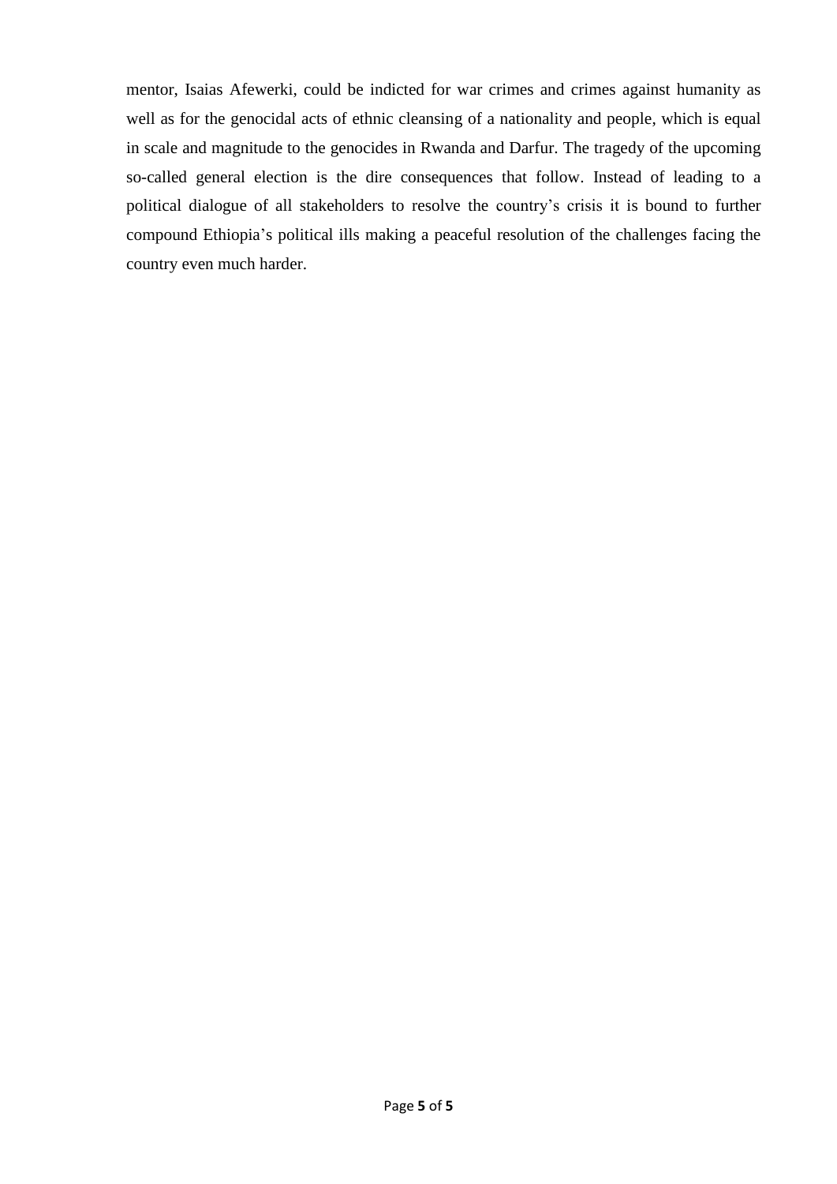mentor, Isaias Afewerki, could be indicted for war crimes and crimes against humanity as well as for the genocidal acts of ethnic cleansing of a nationality and people, which is equal in scale and magnitude to the genocides in Rwanda and Darfur. The tragedy of the upcoming so-called general election is the dire consequences that follow. Instead of leading to a political dialogue of all stakeholders to resolve the country's crisis it is bound to further compound Ethiopia's political ills making a peaceful resolution of the challenges facing the country even much harder.